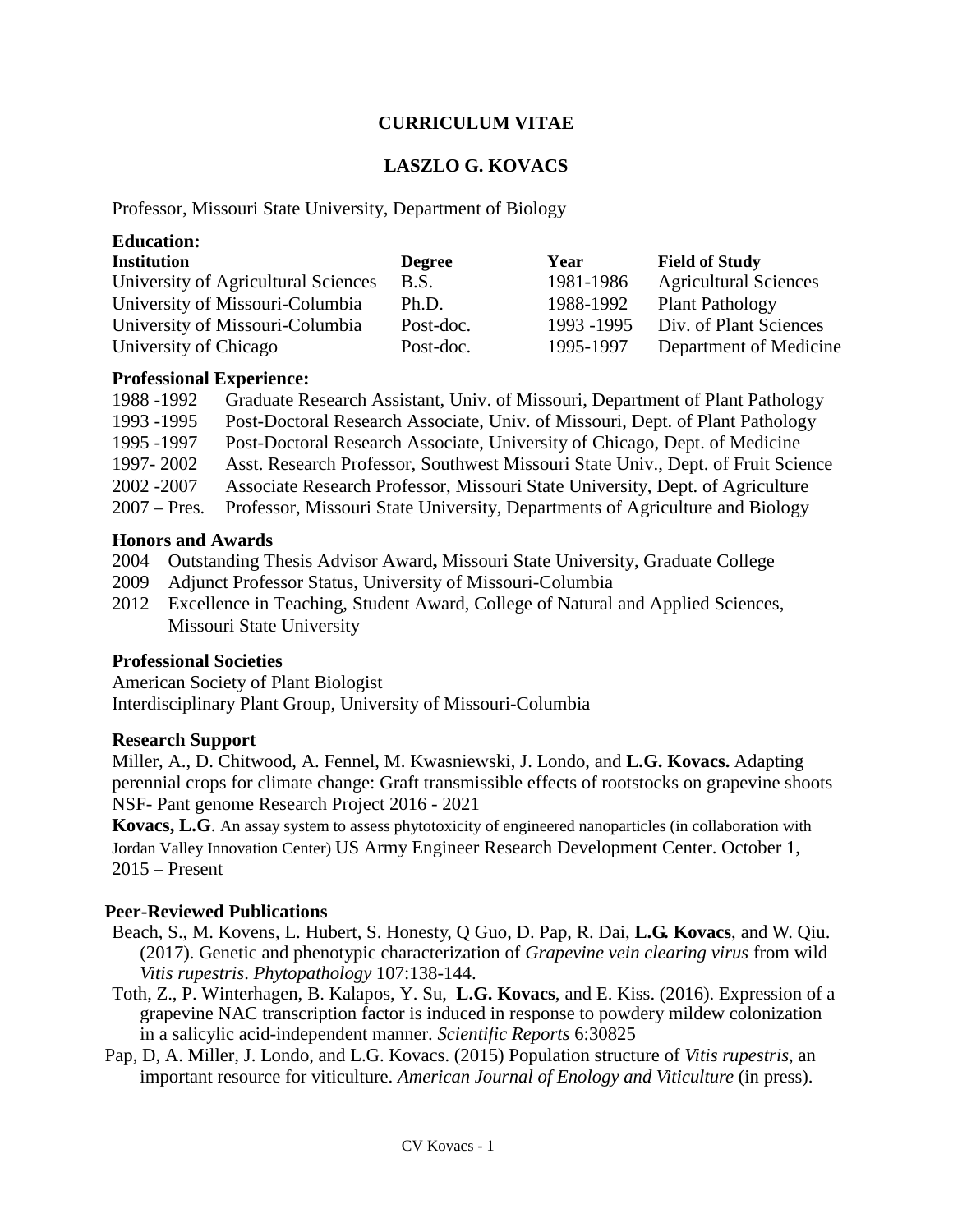# CURRICULUM VITAE

## LASZLO G. KOVACS

Professor, Missouri State University, Department of Biology

### Education:

| Institution | Degree | Year | Field of Study |
|---|---|---|---|
| University of Agricultural Sciences | B.S. | 1981-1986 | Agricultural Sciences |
| University of Missouri-Columbia | Ph.D. | 1988-1992 | Plant Pathology |
| University of Missouri-Columbia | Post-doc. | 1993 -1995 | Div. of Plant Sciences |
| University of Chicago | Post-doc. | 1995-1997 | Department of Medicine |

### Professional Experience:

1988 -1992 Graduate Research Assistant, Univ. of Missouri, Department of Plant Pathology
1993 -1995 Post-Doctoral Research Associate, Univ. of Missouri, Dept. of Plant Pathology
1995 -1997 Post-Doctoral Research Associate, University of Chicago, Dept. of Medicine
1997- 2002 Asst. Research Professor, Southwest Missouri State Univ., Dept. of Fruit Science
2002 -2007 Associate Research Professor, Missouri State University, Dept. of Agriculture
2007 – Pres. Professor, Missouri State University, Departments of Agriculture and Biology

### Honors and Awards

2004 Outstanding Thesis Advisor Award**,** Missouri State University, Graduate College
2009 Adjunct Professor Status, University of Missouri-Columbia
2012 Excellence in Teaching, Student Award, College of Natural and Applied Sciences, Missouri State University

### Professional Societies

American Society of Plant Biologist
Interdisciplinary Plant Group, University of Missouri-Columbia

### Research Support

Miller, A., D. Chitwood, A. Fennel, M. Kwasniewski, J. Londo, and **L.G. Kovacs.** Adapting perennial crops for climate change: Graft transmissible effects of rootstocks on grapevine shoots NSF- Pant genome Research Project 2016 - 2021

**Kovacs, L.G**. An assay system to assess phytotoxicity of engineered nanoparticles (in collaboration with Jordan Valley Innovation Center) US Army Engineer Research Development Center. October 1, 2015 – Present

### Peer-Reviewed Publications

Beach, S., M. Kovens, L. Hubert, S. Honesty, Q Guo, D. Pap, R. Dai, **L.G. Kovacs**, and W. Qiu. (2017). Genetic and phenotypic characterization of *Grapevine vein clearing virus* from wild *Vitis rupestris*. *Phytopathology* 107:138-144.

Toth, Z., P. Winterhagen, B. Kalapos, Y. Su, **L.G. Kovacs**, and E. Kiss. (2016). Expression of a grapevine NAC transcription factor is induced in response to powdery mildew colonization in a salicylic acid-independent manner. *Scientific Reports* 6:30825

Pap, D, A. Miller, J. Londo, and L.G. Kovacs. (2015) Population structure of *Vitis rupestris*, an important resource for viticulture. *American Journal of Enology and Viticulture* (in press).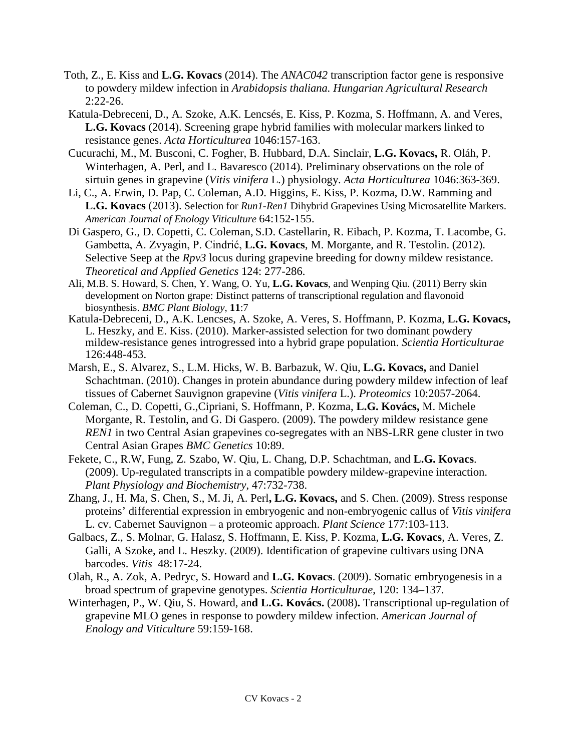Toth, Z., E. Kiss and **L.G. Kovacs** (2014). The *ANAC042* transcription factor gene is responsive to powdery mildew infection in *Arabidopsis thaliana. Hungarian Agricultural Research* 2:22-26.

Katula-Debreceni, D., A. Szoke, A.K. Lencsés, E. Kiss, P. Kozma, S. Hoffmann, A. and Veres, **L.G. Kovacs** (2014). Screening grape hybrid families with molecular markers linked to resistance genes. *Acta Horticulturea* 1046:157-163.

Cucurachi, M., M. Busconi, C. Fogher, B. Hubbard, D.A. Sinclair, **L.G. Kovacs,** R. Oláh, P. Winterhagen, A. Perl, and L. Bavaresco (2014). Preliminary observations on the role of sirtuin genes in grapevine (*Vitis vinifera* L.) physiology. *Acta Horticulturea* 1046:363-369.

Li, C., A. Erwin, D. Pap, C. Coleman, A.D. Higgins, E. Kiss, P. Kozma, D.W. Ramming and **L.G. Kovacs** (2013). Selection for *Run1-Ren1* Dihybrid Grapevines Using Microsatellite Markers. *American Journal of Enology Viticulture* 64:152-155.

Di Gaspero, G., D. Copetti, C. Coleman, S.D. Castellarin, R. Eibach, P. Kozma, T. Lacombe, G. Gambetta, A. Zvyagin, P. Cindrić, **L.G. Kovacs**, M. Morgante, and R. Testolin. (2012). Selective Seep at the *Rpv3* locus during grapevine breeding for downy mildew resistance. *Theoretical and Applied Genetics* 124: 277-286.

Ali, M.B. S. Howard, S. Chen, Y. Wang, O. Yu, **L.G. Kovacs**, and Wenping Qiu. (2011) Berry skin development on Norton grape: Distinct patterns of transcriptional regulation and flavonoid biosynthesis. *BMC Plant Biology*, **11**:7

Katula-Debreceni, D., A.K. Lencses, A. Szoke, A. Veres, S. Hoffmann, P. Kozma, **L.G. Kovacs,** L. Heszky, and E. Kiss. (2010). Marker-assisted selection for two dominant powdery mildew-resistance genes introgressed into a hybrid grape population. *Scientia Horticulturae* 126:448-453.

Marsh, E., S. Alvarez, S., L.M. Hicks, W. B. Barbazuk, W. Qiu, **L.G. Kovacs,** and Daniel Schachtman. (2010). Changes in protein abundance during powdery mildew infection of leaf tissues of Cabernet Sauvignon grapevine (*Vitis vinifera* L.). *Proteomics* 10:2057-2064.

Coleman, C., D. Copetti, G.,Cipriani, S. Hoffmann, P. Kozma, **L.G. Kovács,** M. Michele Morgante, R. Testolin, and G. Di Gaspero. (2009). The powdery mildew resistance gene *REN1* in two Central Asian grapevines co-segregates with an NBS-LRR gene cluster in two Central Asian Grapes *BMC Genetics* 10:89.

Fekete, C., R.W, Fung, Z. Szabo, W. Qiu, L. Chang, D.P. Schachtman, and **L.G. Kovacs**. (2009). Up-regulated transcripts in a compatible powdery mildew-grapevine interaction. *Plant Physiology and Biochemistry*, 47:732-738.

Zhang, J., H. Ma, S. Chen, S., M. Ji, A. Perl**, L.G. Kovacs,** and S. Chen. (2009). Stress response proteins' differential expression in embryogenic and non-embryogenic callus of *Vitis vinifera* L. cv. Cabernet Sauvignon – a proteomic approach. *Plant Science* 177:103-113.

Galbacs, Z., S. Molnar, G. Halasz, S. Hoffmann, E. Kiss, P. Kozma, **L.G. Kovacs**, A. Veres, Z. Galli, A Szoke, and L. Heszky. (2009). Identification of grapevine cultivars using DNA barcodes. *Vitis* 48:17-24.

Olah, R., A. Zok, A. Pedryc, S. Howard and **L.G. Kovacs**. (2009). Somatic embryogenesis in a broad spectrum of grapevine genotypes. *Scientia Horticulturae*, 120: 134–137.

Winterhagen, P., W. Qiu, S. Howard, an**d L.G. Kovács.** (2008)**.** Transcriptional up-regulation of grapevine MLO genes in response to powdery mildew infection. *American Journal of Enology and Viticulture* 59:159-168.